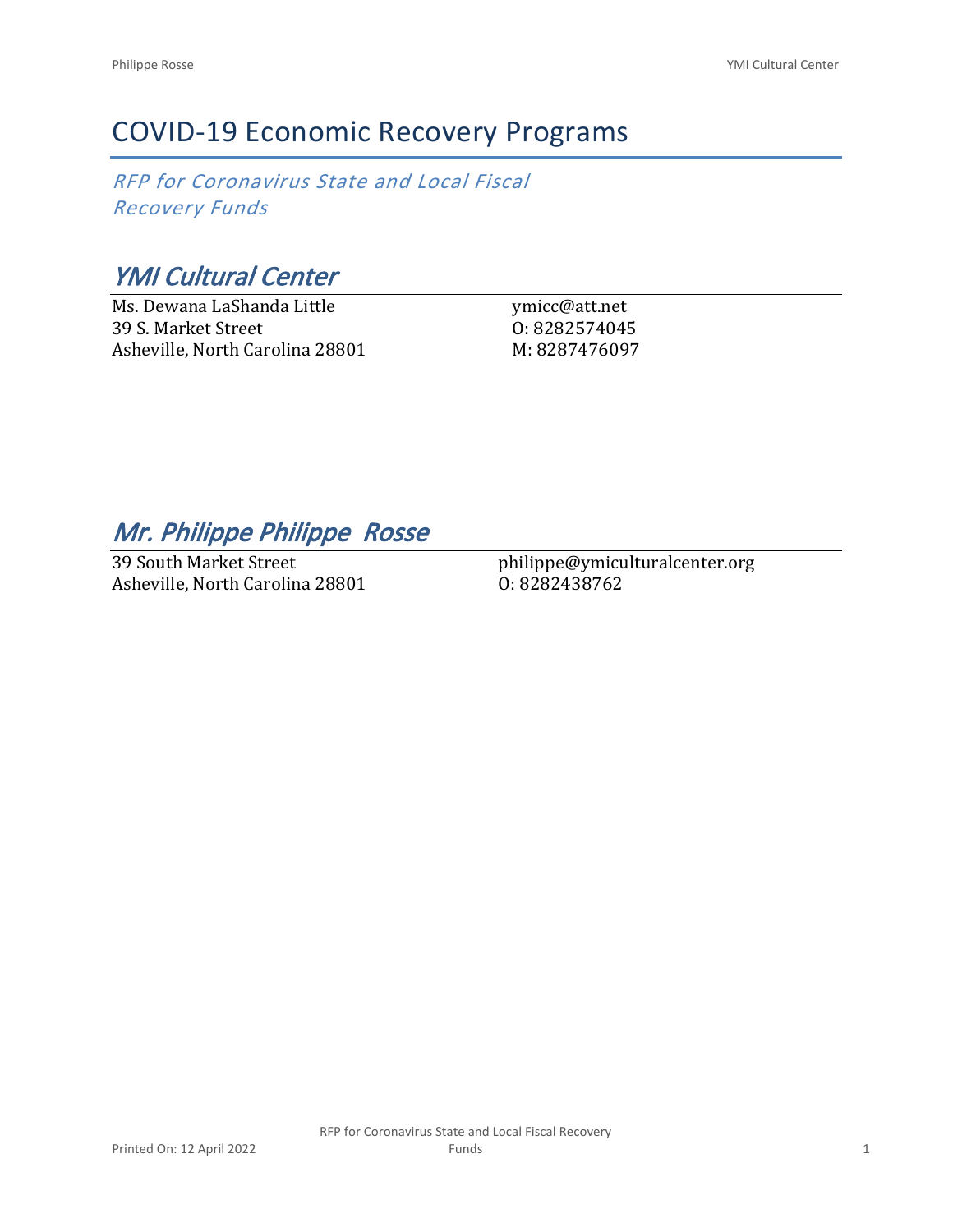# COVID-19 Economic Recovery Programs

*RFP for Coronavirus State and Local Fiscal Recovery Funds*

## *YMI Cultural Center*

Ms. Dewana LaShanda Little
39 S. Market Street
Asheville, North Carolina 28801

ymicc@att.net
O: 8282574045
M: 8287476097

## *Mr. Philippe Philippe  Rosse*

39 South Market Street
Asheville, North Carolina 28801

philippe@ymiculturalcenter.org
O: 8282438762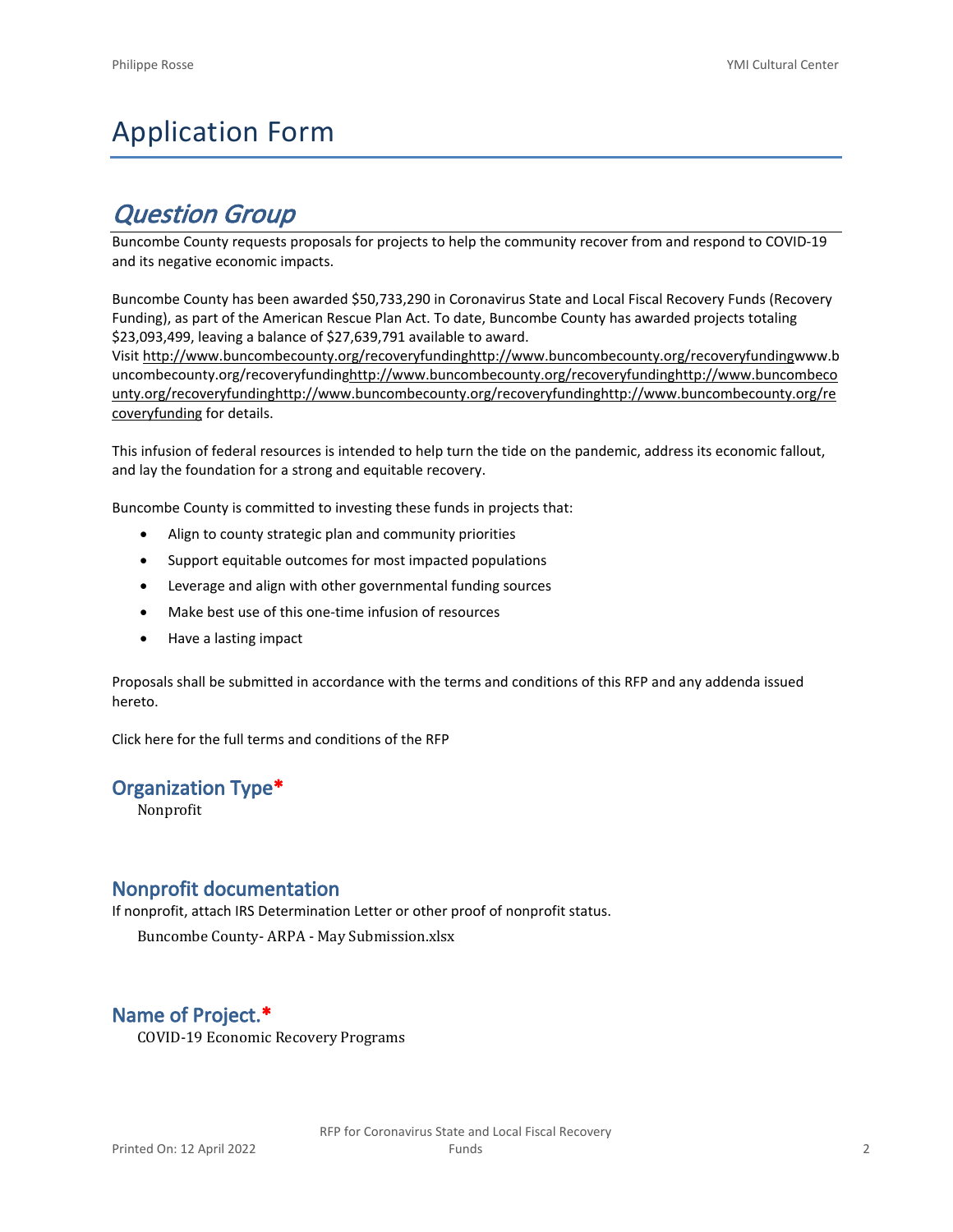# Application Form

## *Question Group*

Buncombe County requests proposals for projects to help the community recover from and respond to COVID-19 and its negative economic impacts.

Buncombe County has been awarded $50,733,290 in Coronavirus State and Local Fiscal Recovery Funds (Recovery Funding), as part of the American Rescue Plan Act. To date, Buncombe County has awarded projects totaling $23,093,499, leaving a balance of $27,639,791 available to award.

Visit http://www.buncombecounty.org/recoveryfundinghttp://www.buncombecounty.org/recoveryfundingwww.buncombecounty.org/recoveryfundinghttp://www.buncombecounty.org/recoveryfundinghttp://www.buncombecounty.org/recoveryfundinghttp://www.buncombecounty.org/recoveryfundinghttp://www.buncombecounty.org/recoveryfunding for details.

This infusion of federal resources is intended to help turn the tide on the pandemic, address its economic fallout, and lay the foundation for a strong and equitable recovery.

Buncombe County is committed to investing these funds in projects that:

- Align to county strategic plan and community priorities
- Support equitable outcomes for most impacted populations
- Leverage and align with other governmental funding sources
- Make best use of this one-time infusion of resources
- Have a lasting impact

Proposals shall be submitted in accordance with the terms and conditions of this RFP and any addenda issued hereto.

Click here for the full terms and conditions of the RFP

### Organization Type*

Nonprofit

### Nonprofit documentation

If nonprofit, attach IRS Determination Letter or other proof of nonprofit status.

Buncombe County- ARPA - May Submission.xlsx

### Name of Project.*

COVID-19 Economic Recovery Programs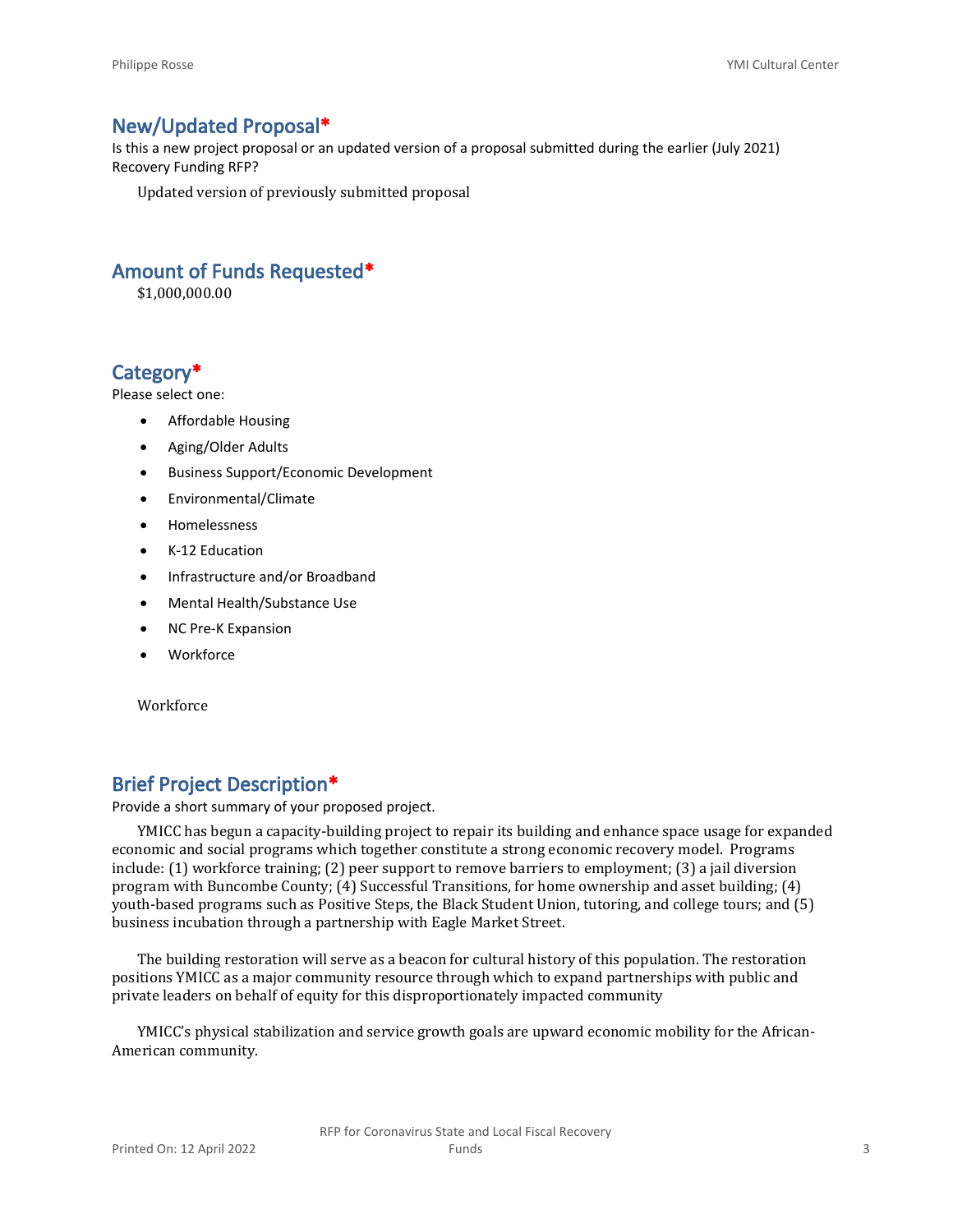## New/Updated Proposal*

Is this a new project proposal or an updated version of a proposal submitted during the earlier (July 2021) Recovery Funding RFP?

Updated version of previously submitted proposal

## Amount of Funds Requested*

$1,000,000.00

## Category*

Please select one:

- Affordable Housing
- Aging/Older Adults
- Business Support/Economic Development
- Environmental/Climate
- Homelessness
- K-12 Education
- Infrastructure and/or Broadband
- Mental Health/Substance Use
- NC Pre-K Expansion
- Workforce

Workforce

## Brief Project Description*

Provide a short summary of your proposed project.

YMICC has begun a capacity-building project to repair its building and enhance space usage for expanded economic and social programs which together constitute a strong economic recovery model. Programs include: (1) workforce training; (2) peer support to remove barriers to employment; (3) a jail diversion program with Buncombe County; (4) Successful Transitions, for home ownership and asset building; (4) youth-based programs such as Positive Steps, the Black Student Union, tutoring, and college tours; and (5) business incubation through a partnership with Eagle Market Street.

The building restoration will serve as a beacon for cultural history of this population. The restoration positions YMICC as a major community resource through which to expand partnerships with public and private leaders on behalf of equity for this disproportionately impacted community

YMICC's physical stabilization and service growth goals are upward economic mobility for the African-American community.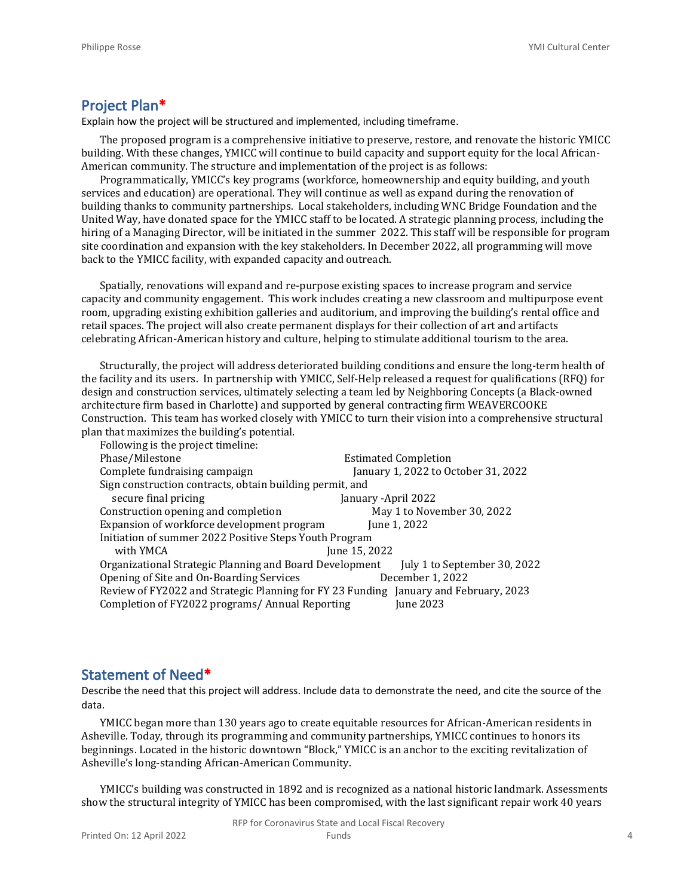## Project Plan*

Explain how the project will be structured and implemented, including timeframe.

The proposed program is a comprehensive initiative to preserve, restore, and renovate the historic YMICC building. With these changes, YMICC will continue to build capacity and support equity for the local African-American community. The structure and implementation of the project is as follows:

Programmatically, YMICC's key programs (workforce, homeownership and equity building, and youth services and education) are operational. They will continue as well as expand during the renovation of building thanks to community partnerships. Local stakeholders, including WNC Bridge Foundation and the United Way, have donated space for the YMICC staff to be located. A strategic planning process, including the hiring of a Managing Director, will be initiated in the summer 2022. This staff will be responsible for program site coordination and expansion with the key stakeholders. In December 2022, all programming will move back to the YMICC facility, with expanded capacity and outreach.

Spatially, renovations will expand and re-purpose existing spaces to increase program and service capacity and community engagement. This work includes creating a new classroom and multipurpose event room, upgrading existing exhibition galleries and auditorium, and improving the building's rental office and retail spaces. The project will also create permanent displays for their collection of art and artifacts celebrating African-American history and culture, helping to stimulate additional tourism to the area.

Structurally, the project will address deteriorated building conditions and ensure the long-term health of the facility and its users. In partnership with YMICC, Self-Help released a request for qualifications (RFQ) for design and construction services, ultimately selecting a team led by Neighboring Concepts (a Black-owned architecture firm based in Charlotte) and supported by general contracting firm WEAVERCOOKE Construction. This team has worked closely with YMICC to turn their vision into a comprehensive structural plan that maximizes the building's potential.

Following is the project timeline:

| Phase/Milestone | Estimated Completion |
| --- | --- |
| Complete fundraising campaign | January 1, 2022 to October 31, 2022 |
| Sign construction contracts, obtain building permit, and secure final pricing | January -April 2022 |
| Construction opening and completion | May 1 to November 30, 2022 |
| Expansion of workforce development program | June 1, 2022 |
| Initiation of summer 2022 Positive Steps Youth Program with YMCA | June 15, 2022 |
| Organizational Strategic Planning and Board Development | July 1 to September 30, 2022 |
| Opening of Site and On-Boarding Services | December 1, 2022 |
| Review of FY2022 and Strategic Planning for FY 23 Funding | January and February, 2023 |
| Completion of FY2022 programs/ Annual Reporting | June 2023 |

## Statement of Need*

Describe the need that this project will address. Include data to demonstrate the need, and cite the source of the data.

YMICC began more than 130 years ago to create equitable resources for African-American residents in Asheville. Today, through its programming and community partnerships, YMICC continues to honors its beginnings. Located in the historic downtown "Block," YMICC is an anchor to the exciting revitalization of Asheville's long-standing African-American Community.

YMICC's building was constructed in 1892 and is recognized as a national historic landmark. Assessments show the structural integrity of YMICC has been compromised, with the last significant repair work 40 years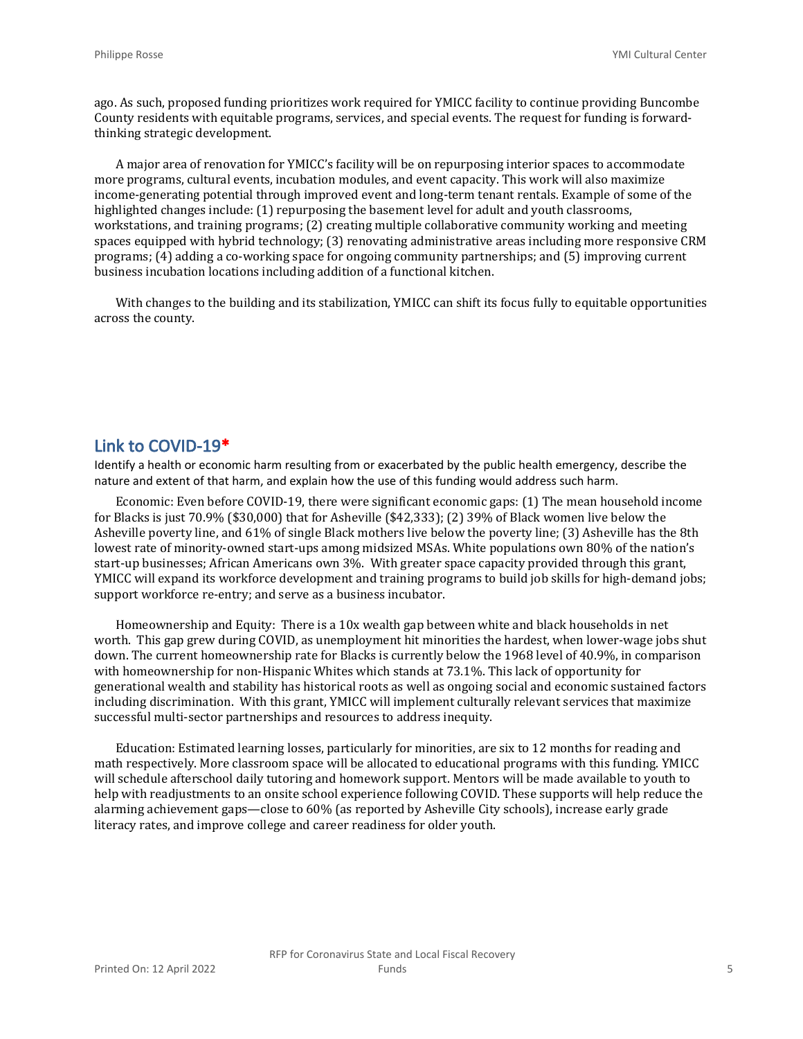ago. As such, proposed funding prioritizes work required for YMICC facility to continue providing Buncombe County residents with equitable programs, services, and special events. The request for funding is forward-thinking strategic development.

A major area of renovation for YMICC's facility will be on repurposing interior spaces to accommodate more programs, cultural events, incubation modules, and event capacity. This work will also maximize income-generating potential through improved event and long-term tenant rentals. Example of some of the highlighted changes include: (1) repurposing the basement level for adult and youth classrooms, workstations, and training programs; (2) creating multiple collaborative community working and meeting spaces equipped with hybrid technology; (3) renovating administrative areas including more responsive CRM programs; (4) adding a co-working space for ongoing community partnerships; and (5) improving current business incubation locations including addition of a functional kitchen.

With changes to the building and its stabilization, YMICC can shift its focus fully to equitable opportunities across the county.

## Link to COVID-19*

Identify a health or economic harm resulting from or exacerbated by the public health emergency, describe the nature and extent of that harm, and explain how the use of this funding would address such harm.

Economic: Even before COVID-19, there were significant economic gaps: (1) The mean household income for Blacks is just 70.9% ($30,000) that for Asheville ($42,333); (2) 39% of Black women live below the Asheville poverty line, and 61% of single Black mothers live below the poverty line; (3) Asheville has the 8th lowest rate of minority-owned start-ups among midsized MSAs. White populations own 80% of the nation's start-up businesses; African Americans own 3%. With greater space capacity provided through this grant, YMICC will expand its workforce development and training programs to build job skills for high-demand jobs; support workforce re-entry; and serve as a business incubator.

Homeownership and Equity: There is a 10x wealth gap between white and black households in net worth. This gap grew during COVID, as unemployment hit minorities the hardest, when lower-wage jobs shut down. The current homeownership rate for Blacks is currently below the 1968 level of 40.9%, in comparison with homeownership for non-Hispanic Whites which stands at 73.1%. This lack of opportunity for generational wealth and stability has historical roots as well as ongoing social and economic sustained factors including discrimination. With this grant, YMICC will implement culturally relevant services that maximize successful multi-sector partnerships and resources to address inequity.

Education: Estimated learning losses, particularly for minorities, are six to 12 months for reading and math respectively. More classroom space will be allocated to educational programs with this funding. YMICC will schedule afterschool daily tutoring and homework support. Mentors will be made available to youth to help with readjustments to an onsite school experience following COVID. These supports will help reduce the alarming achievement gaps—close to 60% (as reported by Asheville City schools), increase early grade literacy rates, and improve college and career readiness for older youth.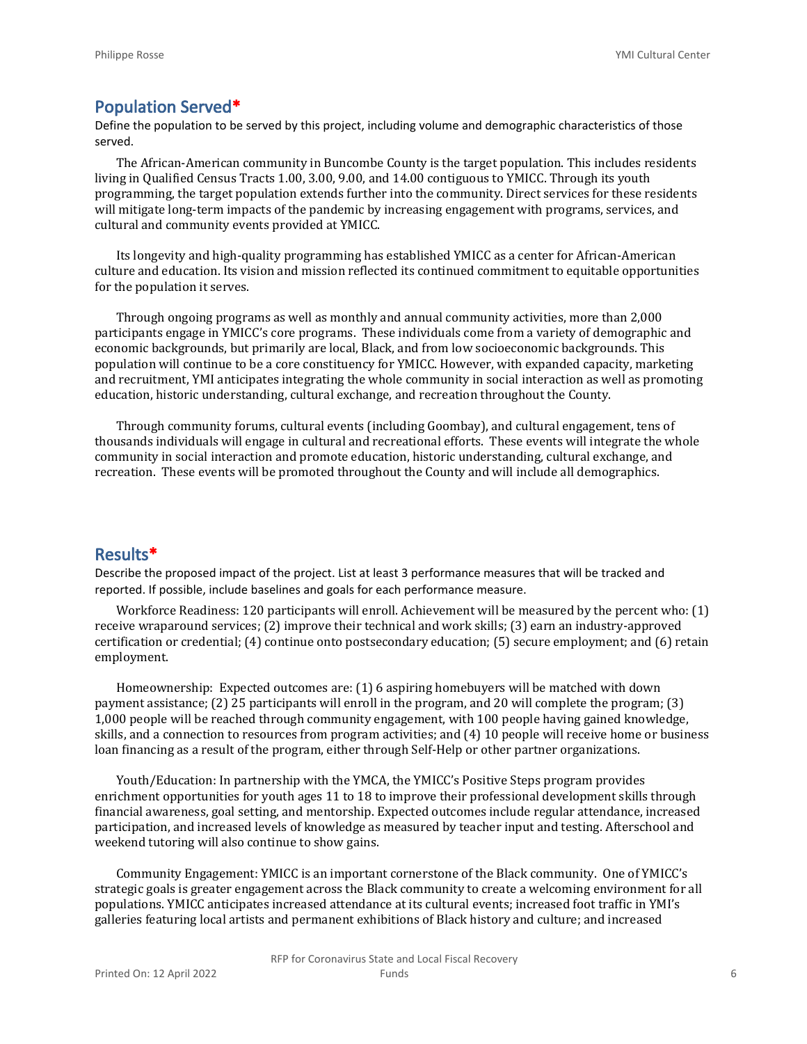## Population Served*

Define the population to be served by this project, including volume and demographic characteristics of those served.

The African-American community in Buncombe County is the target population. This includes residents living in Qualified Census Tracts 1.00, 3.00, 9.00, and 14.00 contiguous to YMICC. Through its youth programming, the target population extends further into the community. Direct services for these residents will mitigate long-term impacts of the pandemic by increasing engagement with programs, services, and cultural and community events provided at YMICC.

Its longevity and high-quality programming has established YMICC as a center for African-American culture and education. Its vision and mission reflected its continued commitment to equitable opportunities for the population it serves.

Through ongoing programs as well as monthly and annual community activities, more than 2,000 participants engage in YMICC's core programs. These individuals come from a variety of demographic and economic backgrounds, but primarily are local, Black, and from low socioeconomic backgrounds. This population will continue to be a core constituency for YMICC. However, with expanded capacity, marketing and recruitment, YMI anticipates integrating the whole community in social interaction as well as promoting education, historic understanding, cultural exchange, and recreation throughout the County.

Through community forums, cultural events (including Goombay), and cultural engagement, tens of thousands individuals will engage in cultural and recreational efforts. These events will integrate the whole community in social interaction and promote education, historic understanding, cultural exchange, and recreation. These events will be promoted throughout the County and will include all demographics.

## Results*

Describe the proposed impact of the project. List at least 3 performance measures that will be tracked and reported. If possible, include baselines and goals for each performance measure.

Workforce Readiness: 120 participants will enroll. Achievement will be measured by the percent who: (1) receive wraparound services; (2) improve their technical and work skills; (3) earn an industry-approved certification or credential; (4) continue onto postsecondary education; (5) secure employment; and (6) retain employment.

Homeownership: Expected outcomes are: (1) 6 aspiring homebuyers will be matched with down payment assistance; (2) 25 participants will enroll in the program, and 20 will complete the program; (3) 1,000 people will be reached through community engagement, with 100 people having gained knowledge, skills, and a connection to resources from program activities; and (4) 10 people will receive home or business loan financing as a result of the program, either through Self-Help or other partner organizations.

Youth/Education: In partnership with the YMCA, the YMICC's Positive Steps program provides enrichment opportunities for youth ages 11 to 18 to improve their professional development skills through financial awareness, goal setting, and mentorship. Expected outcomes include regular attendance, increased participation, and increased levels of knowledge as measured by teacher input and testing. Afterschool and weekend tutoring will also continue to show gains.

Community Engagement: YMICC is an important cornerstone of the Black community. One of YMICC's strategic goals is greater engagement across the Black community to create a welcoming environment for all populations. YMICC anticipates increased attendance at its cultural events; increased foot traffic in YMI's galleries featuring local artists and permanent exhibitions of Black history and culture; and increased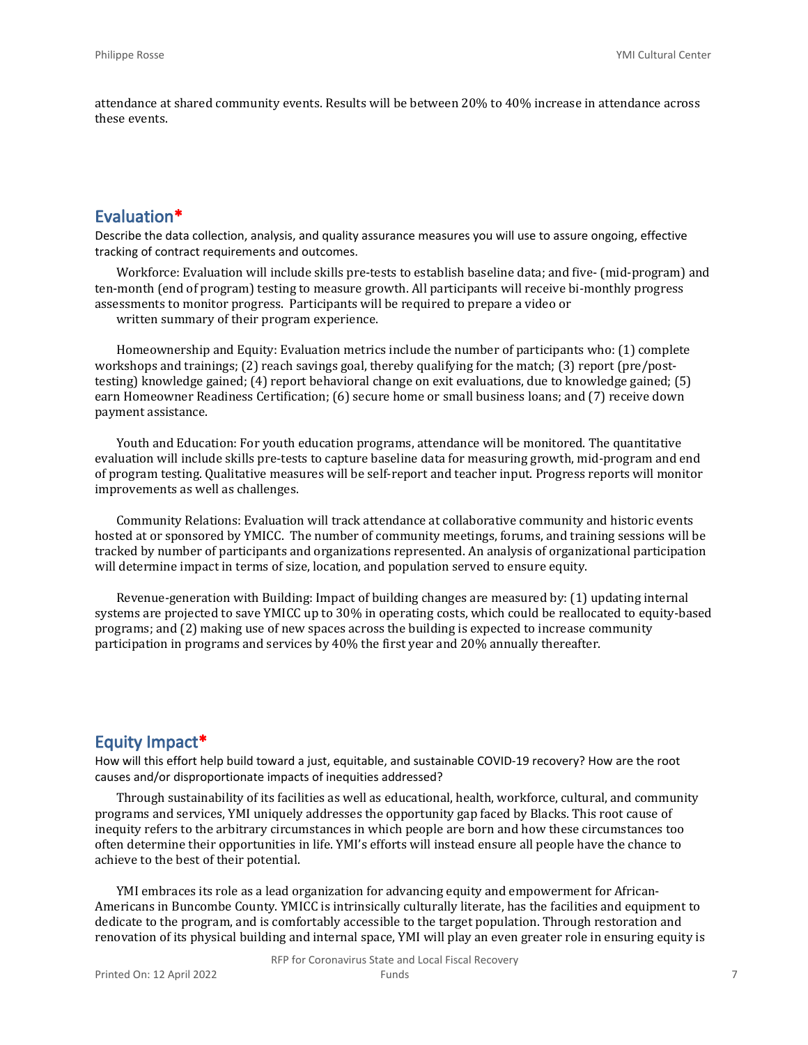attendance at shared community events. Results will be between 20% to 40% increase in attendance across these events.

## Evaluation*

Describe the data collection, analysis, and quality assurance measures you will use to assure ongoing, effective tracking of contract requirements and outcomes.

Workforce: Evaluation will include skills pre-tests to establish baseline data; and five- (mid-program) and ten-month (end of program) testing to measure growth. All participants will receive bi-monthly progress assessments to monitor progress. Participants will be required to prepare a video or written summary of their program experience.

Homeownership and Equity: Evaluation metrics include the number of participants who: (1) complete workshops and trainings; (2) reach savings goal, thereby qualifying for the match; (3) report (pre/post-testing) knowledge gained; (4) report behavioral change on exit evaluations, due to knowledge gained; (5) earn Homeowner Readiness Certification; (6) secure home or small business loans; and (7) receive down payment assistance.

Youth and Education: For youth education programs, attendance will be monitored. The quantitative evaluation will include skills pre-tests to capture baseline data for measuring growth, mid-program and end of program testing. Qualitative measures will be self-report and teacher input. Progress reports will monitor improvements as well as challenges.

Community Relations: Evaluation will track attendance at collaborative community and historic events hosted at or sponsored by YMICC. The number of community meetings, forums, and training sessions will be tracked by number of participants and organizations represented. An analysis of organizational participation will determine impact in terms of size, location, and population served to ensure equity.

Revenue-generation with Building: Impact of building changes are measured by: (1) updating internal systems are projected to save YMICC up to 30% in operating costs, which could be reallocated to equity-based programs; and (2) making use of new spaces across the building is expected to increase community participation in programs and services by 40% the first year and 20% annually thereafter.

## Equity Impact*

How will this effort help build toward a just, equitable, and sustainable COVID-19 recovery? How are the root causes and/or disproportionate impacts of inequities addressed?

Through sustainability of its facilities as well as educational, health, workforce, cultural, and community programs and services, YMI uniquely addresses the opportunity gap faced by Blacks. This root cause of inequity refers to the arbitrary circumstances in which people are born and how these circumstances too often determine their opportunities in life. YMI's efforts will instead ensure all people have the chance to achieve to the best of their potential.

YMI embraces its role as a lead organization for advancing equity and empowerment for African-Americans in Buncombe County. YMICC is intrinsically culturally literate, has the facilities and equipment to dedicate to the program, and is comfortably accessible to the target population. Through restoration and renovation of its physical building and internal space, YMI will play an even greater role in ensuring equity is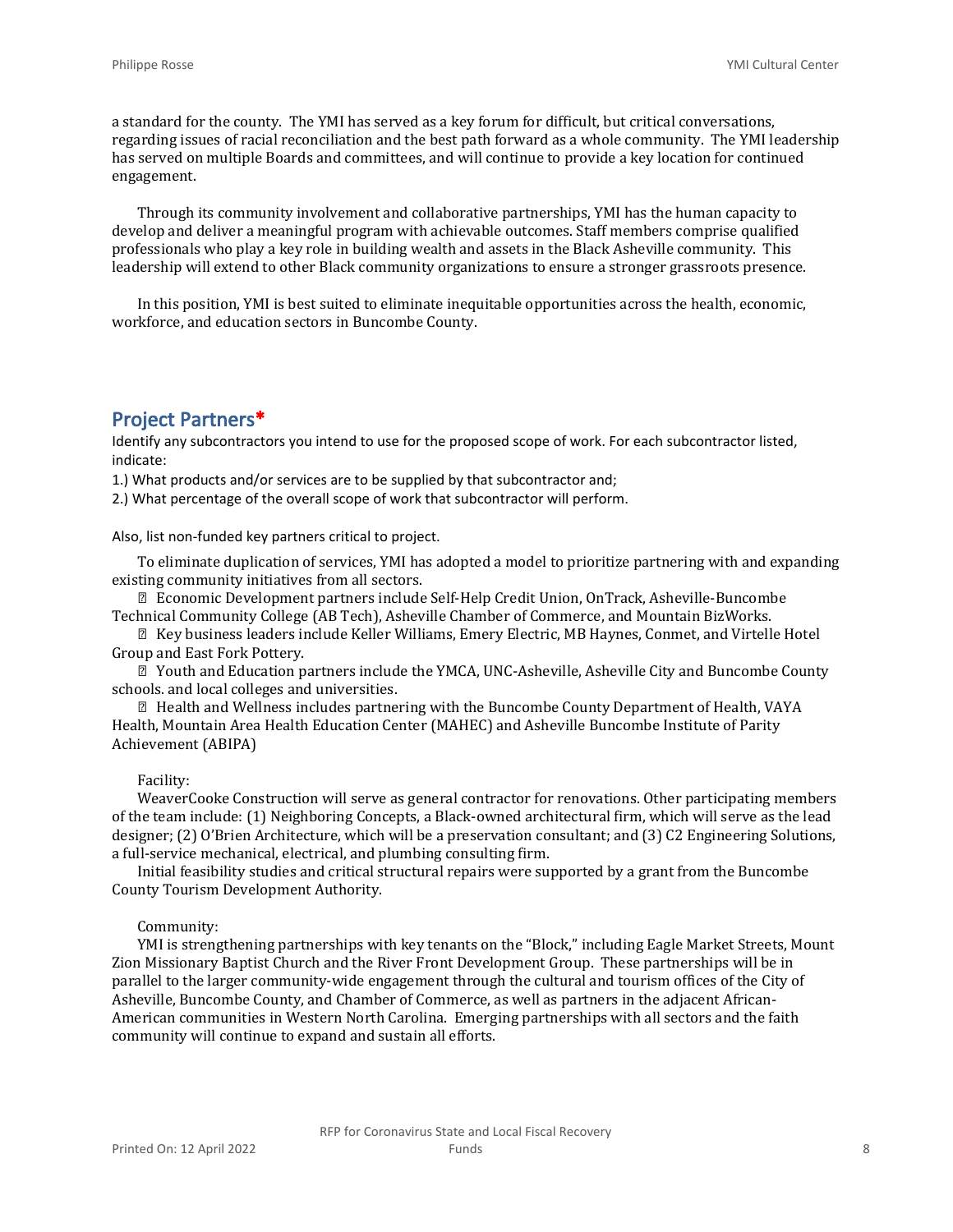a standard for the county. The YMI has served as a key forum for difficult, but critical conversations, regarding issues of racial reconciliation and the best path forward as a whole community. The YMI leadership has served on multiple Boards and committees, and will continue to provide a key location for continued engagement.

Through its community involvement and collaborative partnerships, YMI has the human capacity to develop and deliver a meaningful program with achievable outcomes. Staff members comprise qualified professionals who play a key role in building wealth and assets in the Black Asheville community. This leadership will extend to other Black community organizations to ensure a stronger grassroots presence.

In this position, YMI is best suited to eliminate inequitable opportunities across the health, economic, workforce, and education sectors in Buncombe County.

## Project Partners*

Identify any subcontractors you intend to use for the proposed scope of work. For each subcontractor listed, indicate:

1.) What products and/or services are to be supplied by that subcontractor and;

2.) What percentage of the overall scope of work that subcontractor will perform.

Also, list non-funded key partners critical to project.

To eliminate duplication of services, YMI has adopted a model to prioritize partnering with and expanding existing community initiatives from all sectors.

- Economic Development partners include Self-Help Credit Union, OnTrack, Asheville-Buncombe Technical Community College (AB Tech), Asheville Chamber of Commerce, and Mountain BizWorks.
- Key business leaders include Keller Williams, Emery Electric, MB Haynes, Conmet, and Virtelle Hotel Group and East Fork Pottery.
- Youth and Education partners include the YMCA, UNC-Asheville, Asheville City and Buncombe County schools. and local colleges and universities.
- Health and Wellness includes partnering with the Buncombe County Department of Health, VAYA Health, Mountain Area Health Education Center (MAHEC) and Asheville Buncombe Institute of Parity Achievement (ABIPA)

Facility:

WeaverCooke Construction will serve as general contractor for renovations. Other participating members of the team include: (1) Neighboring Concepts, a Black-owned architectural firm, which will serve as the lead designer; (2) O'Brien Architecture, which will be a preservation consultant; and (3) C2 Engineering Solutions, a full-service mechanical, electrical, and plumbing consulting firm.

Initial feasibility studies and critical structural repairs were supported by a grant from the Buncombe County Tourism Development Authority.

Community:

YMI is strengthening partnerships with key tenants on the "Block," including Eagle Market Streets, Mount Zion Missionary Baptist Church and the River Front Development Group. These partnerships will be in parallel to the larger community-wide engagement through the cultural and tourism offices of the City of Asheville, Buncombe County, and Chamber of Commerce, as well as partners in the adjacent African-American communities in Western North Carolina. Emerging partnerships with all sectors and the faith community will continue to expand and sustain all efforts.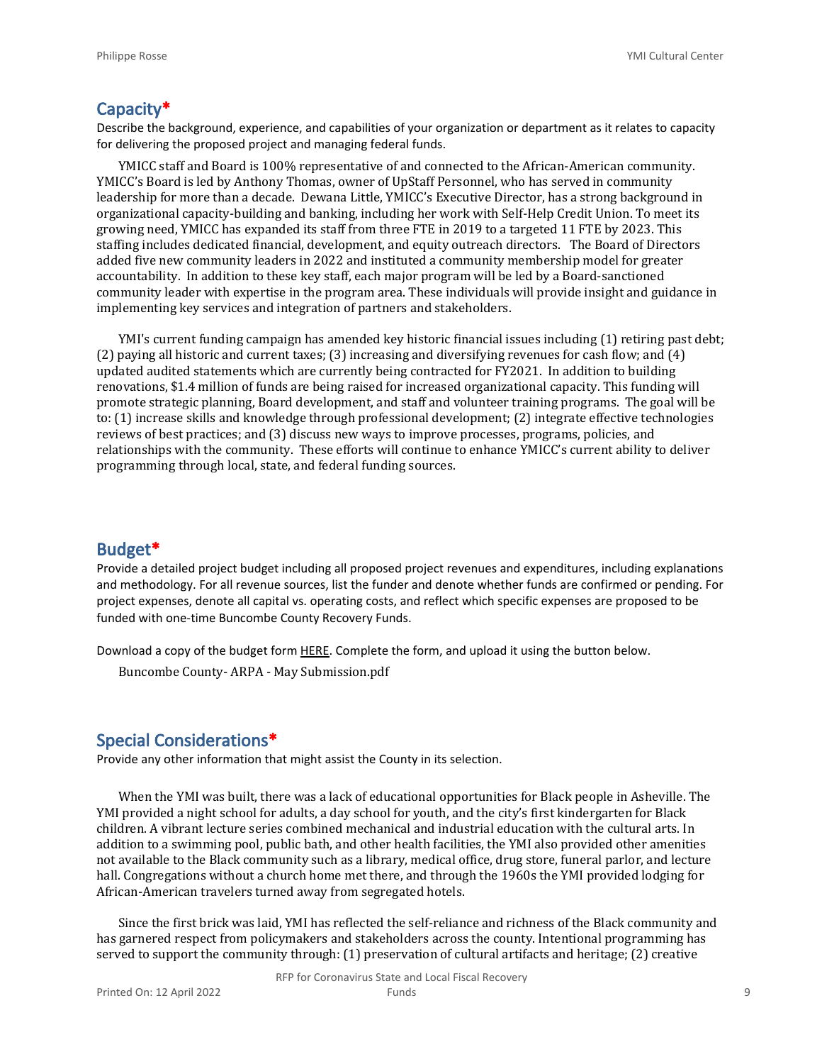## Capacity*

Describe the background, experience, and capabilities of your organization or department as it relates to capacity for delivering the proposed project and managing federal funds.

YMICC staff and Board is 100% representative of and connected to the African-American community. YMICC's Board is led by Anthony Thomas, owner of UpStaff Personnel, who has served in community leadership for more than a decade. Dewana Little, YMICC's Executive Director, has a strong background in organizational capacity-building and banking, including her work with Self-Help Credit Union. To meet its growing need, YMICC has expanded its staff from three FTE in 2019 to a targeted 11 FTE by 2023. This staffing includes dedicated financial, development, and equity outreach directors. The Board of Directors added five new community leaders in 2022 and instituted a community membership model for greater accountability. In addition to these key staff, each major program will be led by a Board-sanctioned community leader with expertise in the program area. These individuals will provide insight and guidance in implementing key services and integration of partners and stakeholders.

YMI's current funding campaign has amended key historic financial issues including (1) retiring past debt; (2) paying all historic and current taxes; (3) increasing and diversifying revenues for cash flow; and (4) updated audited statements which are currently being contracted for FY2021. In addition to building renovations, $1.4 million of funds are being raised for increased organizational capacity. This funding will promote strategic planning, Board development, and staff and volunteer training programs. The goal will be to: (1) increase skills and knowledge through professional development; (2) integrate effective technologies reviews of best practices; and (3) discuss new ways to improve processes, programs, policies, and relationships with the community. These efforts will continue to enhance YMICC's current ability to deliver programming through local, state, and federal funding sources.

## Budget*

Provide a detailed project budget including all proposed project revenues and expenditures, including explanations and methodology. For all revenue sources, list the funder and denote whether funds are confirmed or pending. For project expenses, denote all capital vs. operating costs, and reflect which specific expenses are proposed to be funded with one-time Buncombe County Recovery Funds.

Download a copy of the budget form HERE. Complete the form, and upload it using the button below.

Buncombe County- ARPA - May Submission.pdf

## Special Considerations*

Provide any other information that might assist the County in its selection.

When the YMI was built, there was a lack of educational opportunities for Black people in Asheville. The YMI provided a night school for adults, a day school for youth, and the city's first kindergarten for Black children. A vibrant lecture series combined mechanical and industrial education with the cultural arts. In addition to a swimming pool, public bath, and other health facilities, the YMI also provided other amenities not available to the Black community such as a library, medical office, drug store, funeral parlor, and lecture hall. Congregations without a church home met there, and through the 1960s the YMI provided lodging for African-American travelers turned away from segregated hotels.

Since the first brick was laid, YMI has reflected the self-reliance and richness of the Black community and has garnered respect from policymakers and stakeholders across the county. Intentional programming has served to support the community through: (1) preservation of cultural artifacts and heritage; (2) creative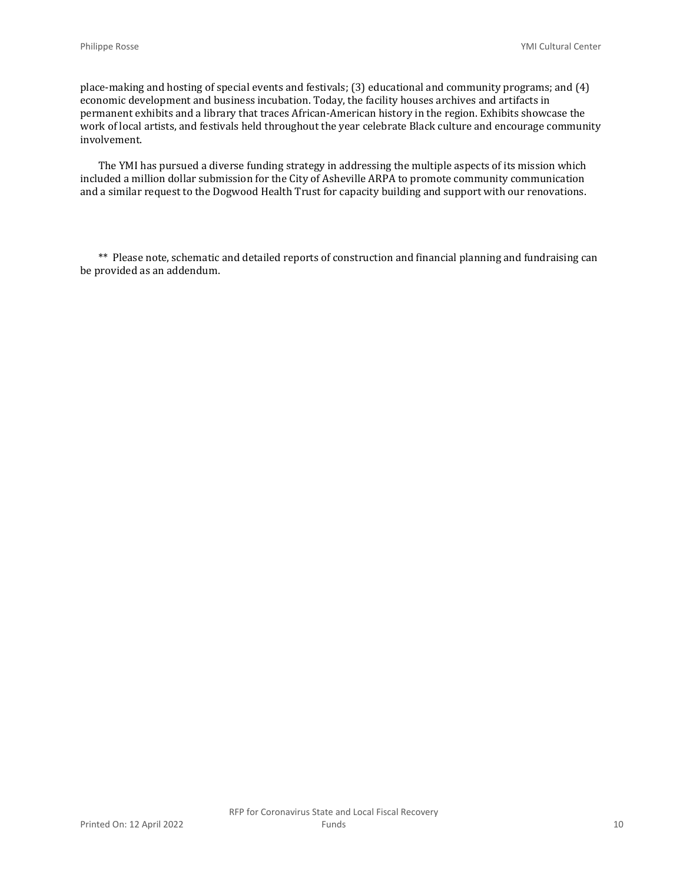place-making and hosting of special events and festivals; (3) educational and community programs; and (4) economic development and business incubation. Today, the facility houses archives and artifacts in permanent exhibits and a library that traces African-American history in the region. Exhibits showcase the work of local artists, and festivals held throughout the year celebrate Black culture and encourage community involvement.

The YMI has pursued a diverse funding strategy in addressing the multiple aspects of its mission which included a million dollar submission for the City of Asheville ARPA to promote community communication and a similar request to the Dogwood Health Trust for capacity building and support with our renovations.

** Please note, schematic and detailed reports of construction and financial planning and fundraising can be provided as an addendum.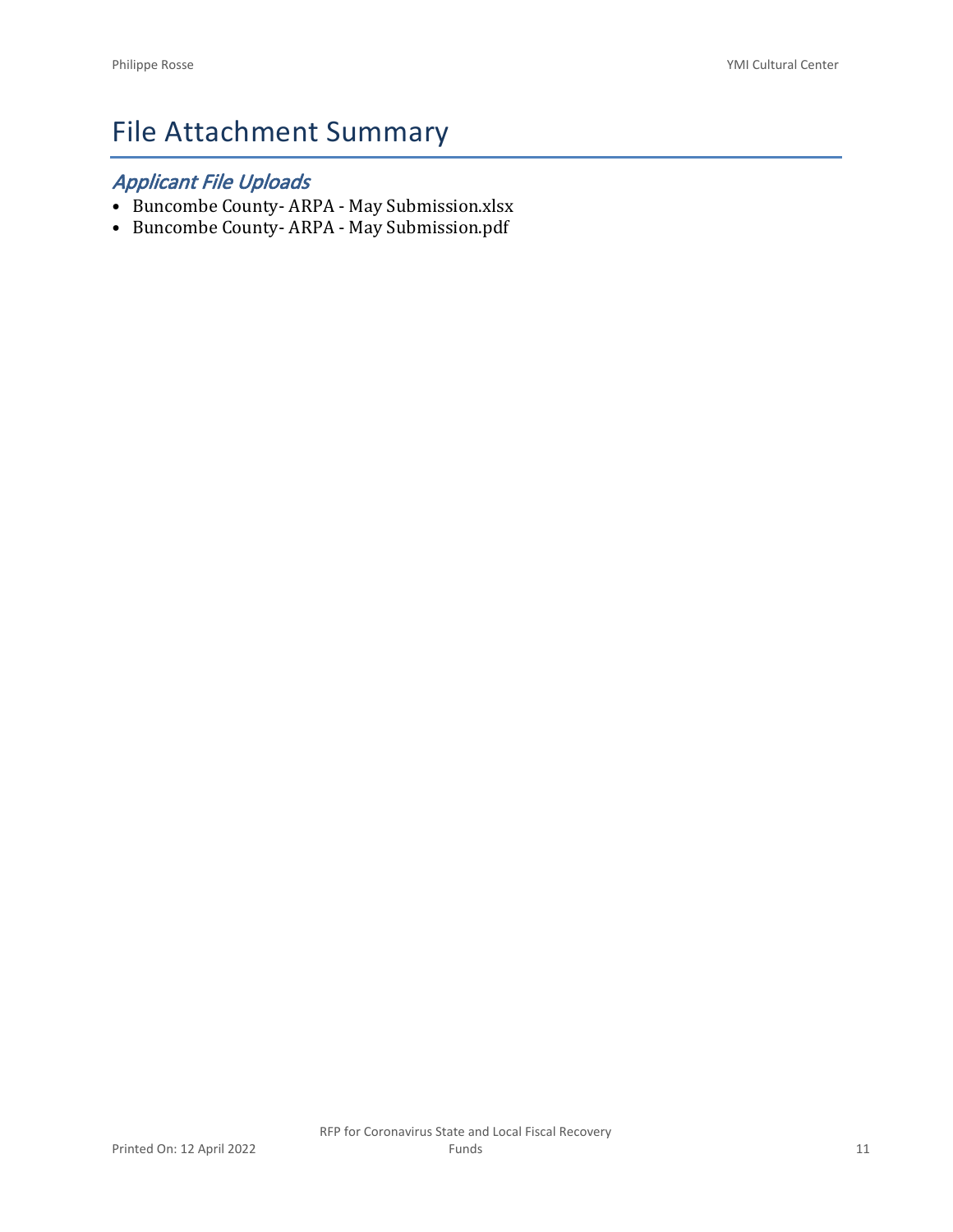# File Attachment Summary

## *Applicant File Uploads*

- Buncombe County- ARPA - May Submission.xlsx
- Buncombe County- ARPA - May Submission.pdf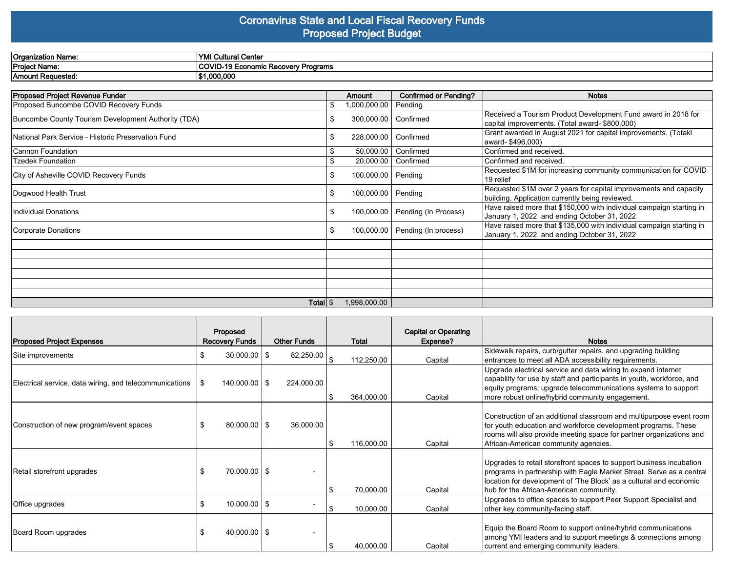# Coronavirus State and Local Fiscal Recovery Funds
## Proposed Project Budget

| | |
|---|---|
| **Organization Name:** | **YMI Cultural Center** |
| **Project Name:** | **COVID-19 Economic Recovery Programs** |
| **Amount Requested:** | **$1,000,000** |

| Proposed Project Revenue Funder | Amount | Confirmed or Pending? | Notes |
|---|---|---|---|
| Proposed Buncombe COVID Recovery Funds | $ 1,000,000.00 | Pending | |
| Buncombe County Tourism Development Authority (TDA) | $ 300,000.00 | Confirmed | Received a Tourism Product Development Fund award in 2018 for capital improvements. (Total award- $800,000) |
| National Park Service - Historic Preservation Fund | $ 228,000.00 | Confirmed | Grant awarded in August 2021 for capital improvements. (Totakl award- $496,000) |
| Cannon Foundation | $ 50,000.00 | Confirmed | Confirmed and received. |
| Tzedek Foundation | $ 20,000.00 | Confirmed | Confirmed and received. |
| City of Asheville COVID Recovery Funds | $ 100,000.00 | Pending | Requested $1M for increasing community communication for COVID 19 relief |
| Dogwood Health Trust | $ 100,000.00 | Pending | Requested $1M over 2 years for capital improvements and capacity building. Application currently being reviewed. |
| Individual Donations | $ 100,000.00 | Pending (In Process) | Have raised more that $150,000 with individual campaign starting in January 1, 2022 and ending October 31, 2022 |
| Corporate Donations | $ 100,000.00 | Pending (In process) | Have raised more that $135,000 with individual campaign starting in January 1, 2022 and ending October 31, 2022 |
| | | | |
| | | | |
| | | | |
| | | | |
| | | | |
| | | | |
| **Total** | $ 1,998,000.00 | | |

| Proposed Project Expenses | Proposed Recovery Funds | Other Funds | Total | Capital or Operating Expense? | Notes |
|---|---|---|---|---|---|
| Site improvements | $ 30,000.00 | $ 82,250.00 | $ 112,250.00 | Capital | Sidewalk repairs, curb/gutter repairs, and upgrading building entrances to meet all ADA accessibility requirements. |
| Electrical service, data wiring, and telecommunications | $ 140,000.00 | $ 224,000.00 | $ 364,000.00 | Capital | Upgrade electrical service and data wiring to expand internet capability for use by staff and participants in youth, workforce, and equity programs; upgrade telecommunications systems to support more robust online/hybrid community engagement. |
| Construction of new program/event spaces | $ 80,000.00 | $ 36,000.00 | $ 116,000.00 | Capital | Construction of an additional classroom and multipurpose event room for youth education and workforce development programs. These rooms will also provide meeting space for partner organizations and African-American community agencies. |
| Retail storefront upgrades | $ 70,000.00 | $ - | $ 70,000.00 | Capital | Upgrades to retail storefront spaces to support business incubation programs in partnership with Eagle Market Street. Serve as a central location for development of 'The Block' as a cultural and economic hub for the African-American community. |
| Office upgrades | $ 10,000.00 | $ - | $ 10,000.00 | Capital | Upgrades to office spaces to support Peer Support Specialist and other key community-facing staff. |
| Board Room upgrades | $ 40,000.00 | $ - | $ 40,000.00 | Capital | Equip the Board Room to support online/hybrid communications among YMI leaders and to support meetings & connections among current and emerging community leaders. |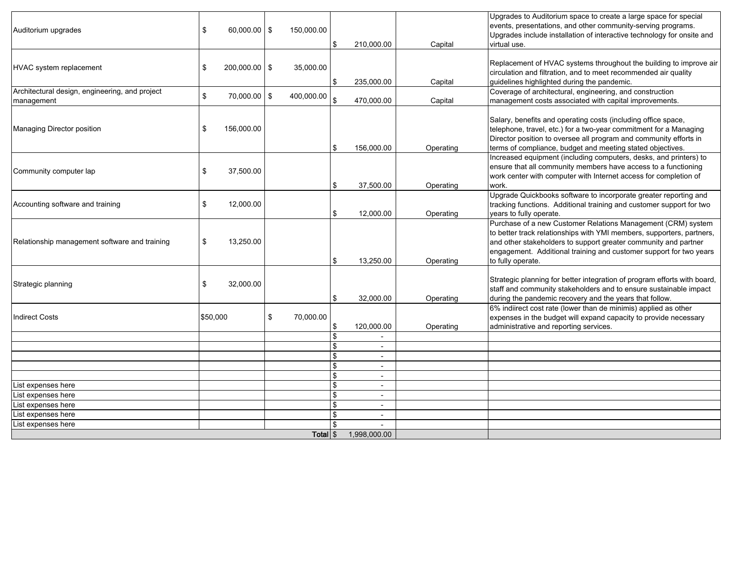| | | | | | |
|---|---|---|---|---|---|
| Auditorium upgrades | $ 60,000.00 | $ 150,000.00 | $ 210,000.00 | Capital | Upgrades to Auditorium space to create a large space for special events, presentations, and other community-serving programs. Upgrades include installation of interactive technology for onsite and virtual use. |
| HVAC system replacement | $ 200,000.00 | $ 35,000.00 | $ 235,000.00 | Capital | Replacement of HVAC systems throughout the building to improve air circulation and filtration, and to meet recommended air quality guidelines highlighted during the pandemic. |
| Architectural design, engineering, and project management | $ 70,000.00 | $ 400,000.00 | $ 470,000.00 | Capital | Coverage of architectural, engineering, and construction management costs associated with capital improvements. |
| Managing Director position | $ 156,000.00 | | $ 156,000.00 | Operating | Salary, benefits and operating costs (including office space, telephone, travel, etc.) for a two-year commitment for a Managing Director position to oversee all program and community efforts in terms of compliance, budget and meeting stated objectives. |
| Community computer lap | $ 37,500.00 | | $ 37,500.00 | Operating | Increased equipment (including computers, desks, and printers) to ensure that all community members have access to a functioning work center with computer with Internet access for completion of work. |
| Accounting software and training | $ 12,000.00 | | $ 12,000.00 | Operating | Upgrade Quickbooks software to incorporate greater reporting and tracking functions. Additional training and customer support for two years to fully operate. |
| Relationship management software and training | $ 13,250.00 | | $ 13,250.00 | Operating | Purchase of a new Customer Relations Management (CRM) system to better track relationships with YMI members, supporters, partners, and other stakeholders to support greater community and partner engagement. Additional training and customer support for two years to fully operate. |
| Strategic planning | $ 32,000.00 | | $ 32,000.00 | Operating | Strategic planning for better integration of program efforts with board, staff and community stakeholders and to ensure sustainable impact during the pandemic recovery and the years that follow. |
| Indirect Costs | $50,000 | $ 70,000.00 | $ 120,000.00 | Operating | 6% indiirect cost rate (lower than de minimis) applied as other expenses in the budget will expand capacity to provide necessary administrative and reporting services. |
| | | | $ - | | |
| | | | $ - | | |
| | | | $ - | | |
| | | | $ - | | |
| | | | $ - | | |
| List expenses here | | | $ - | | |
| List expenses here | | | $ - | | |
| List expenses here | | | $ - | | |
| List expenses here | | | $ - | | |
| List expenses here | | | $ - | | |
| | | Total | $ 1,998,000.00 | | |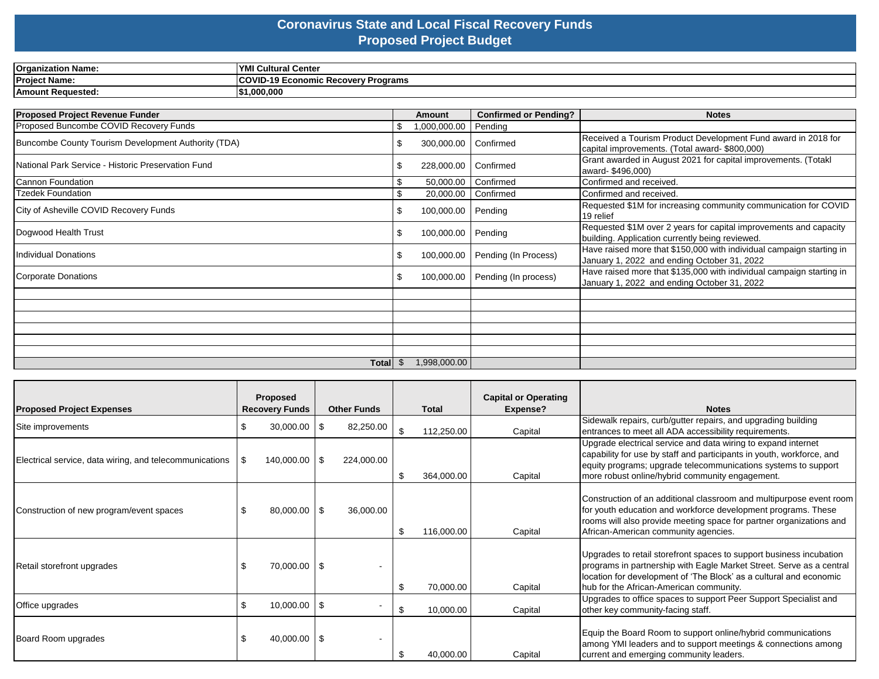# Coronavirus State and Local Fiscal Recovery Funds
## Proposed Project Budget

| | |
|---|---|
| **Organization Name:** | **YMI Cultural Center** |
| **Project Name:** | **COVID-19 Economic Recovery Programs** |
| **Amount Requested:** | **$1,000,000** |

| Proposed Project Revenue Funder | Amount | Confirmed or Pending? | Notes |
|---|---|---|---|
| Proposed Buncombe COVID Recovery Funds | $ 1,000,000.00 | Pending | |
| Buncombe County Tourism Development Authority (TDA) | $ 300,000.00 | Confirmed | Received a Tourism Product Development Fund award in 2018 for capital improvements. (Total award- $800,000) |
| National Park Service - Historic Preservation Fund | $ 228,000.00 | Confirmed | Grant awarded in August 2021 for capital improvements. (Totakl award- $496,000) |
| Cannon Foundation | $ 50,000.00 | Confirmed | Confirmed and received. |
| Tzedek Foundation | $ 20,000.00 | Confirmed | Confirmed and received. |
| City of Asheville COVID Recovery Funds | $ 100,000.00 | Pending | Requested $1M for increasing community communication for COVID 19 relief |
| Dogwood Health Trust | $ 100,000.00 | Pending | Requested $1M over 2 years for capital improvements and capacity building. Application currently being reviewed. |
| Individual Donations | $ 100,000.00 | Pending (In Process) | Have raised more that $150,000 with individual campaign starting in January 1, 2022 and ending October 31, 2022 |
| Corporate Donations | $ 100,000.00 | Pending (In process) | Have raised more that $135,000 with individual campaign starting in January 1, 2022 and ending October 31, 2022 |
| | | | |
| | | | |
| | | | |
| | | | |
| | | | |
| | | | |
| **Total** | $ 1,998,000.00 | | |

| Proposed Project Expenses | Proposed Recovery Funds | Other Funds | Total | Capital or Operating Expense? | Notes |
|---|---|---|---|---|---|
| Site improvements | $ 30,000.00 | $ 82,250.00 | $ 112,250.00 | Capital | Sidewalk repairs, curb/gutter repairs, and upgrading building entrances to meet all ADA accessibility requirements. |
| Electrical service, data wiring, and telecommunications | $ 140,000.00 | $ 224,000.00 | $ 364,000.00 | Capital | Upgrade electrical service and data wiring to expand internet capability for use by staff and participants in youth, workforce, and equity programs; upgrade telecommunications systems to support more robust online/hybrid community engagement. |
| Construction of new program/event spaces | $ 80,000.00 | $ 36,000.00 | $ 116,000.00 | Capital | Construction of an additional classroom and multipurpose event room for youth education and workforce development programs. These rooms will also provide meeting space for partner organizations and African-American community agencies. |
| Retail storefront upgrades | $ 70,000.00 | $ - | $ 70,000.00 | Capital | Upgrades to retail storefront spaces to support business incubation programs in partnership with Eagle Market Street. Serve as a central location for development of 'The Block' as a cultural and economic hub for the African-American community. |
| Office upgrades | $ 10,000.00 | $ - | $ 10,000.00 | Capital | Upgrades to office spaces to support Peer Support Specialist and other key community-facing staff. |
| Board Room upgrades | $ 40,000.00 | $ - | $ 40,000.00 | Capital | Equip the Board Room to support online/hybrid communications among YMI leaders and to support meetings & connections among current and emerging community leaders. |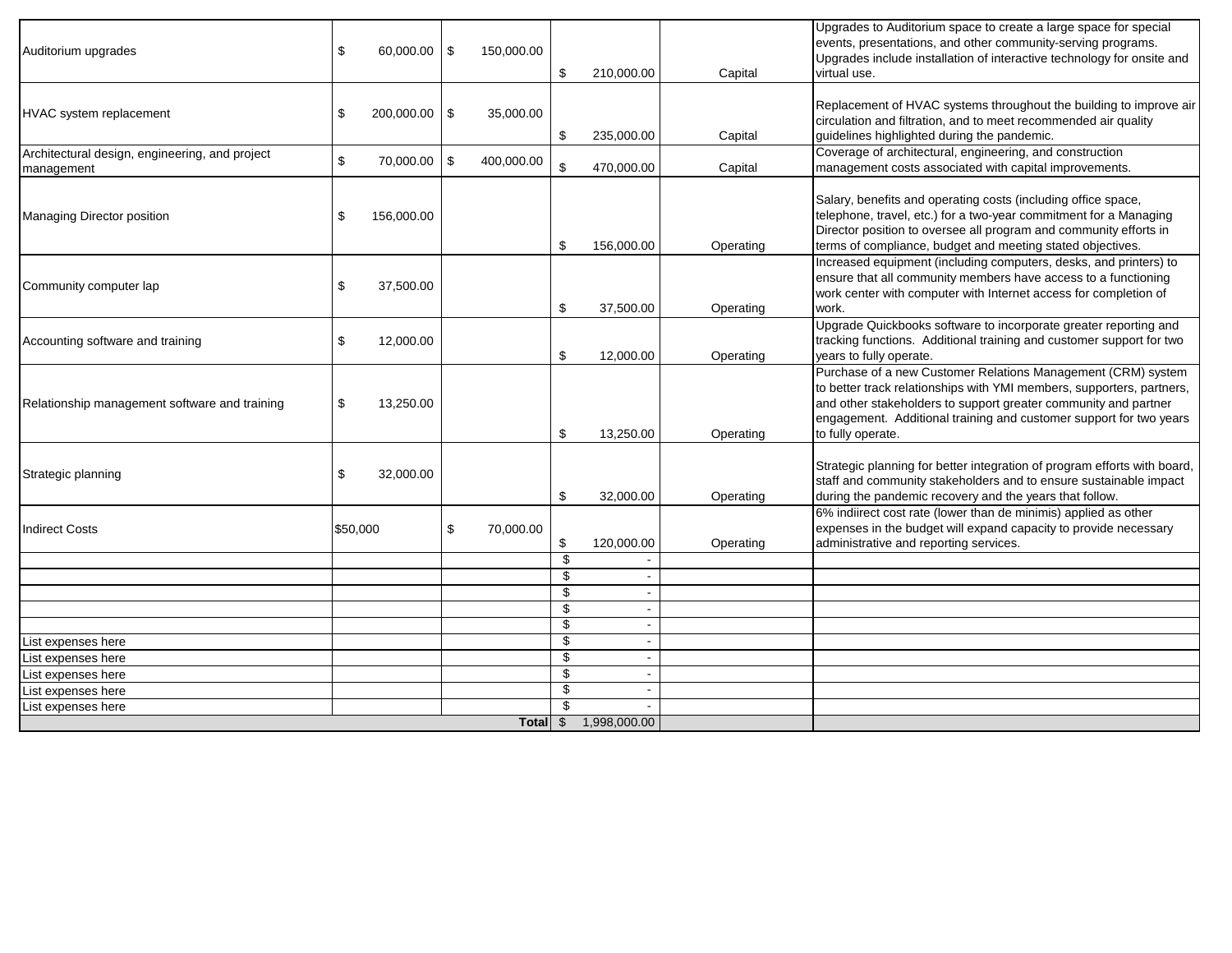| | | | | | |
|---|---|---|---|---|---|
| Auditorium upgrades | $ 60,000.00 | $ 150,000.00 | $ 210,000.00 | Capital | Upgrades to Auditorium space to create a large space for special events, presentations, and other community-serving programs. Upgrades include installation of interactive technology for onsite and virtual use. |
| HVAC system replacement | $ 200,000.00 | $ 35,000.00 | $ 235,000.00 | Capital | Replacement of HVAC systems throughout the building to improve air circulation and filtration, and to meet recommended air quality guidelines highlighted during the pandemic. |
| Architectural design, engineering, and project management | $ 70,000.00 | $ 400,000.00 | $ 470,000.00 | Capital | Coverage of architectural, engineering, and construction management costs associated with capital improvements. |
| Managing Director position | $ 156,000.00 | | $ 156,000.00 | Operating | Salary, benefits and operating costs (including office space, telephone, travel, etc.) for a two-year commitment for a Managing Director position to oversee all program and community efforts in terms of compliance, budget and meeting stated objectives. |
| Community computer lap | $ 37,500.00 | | $ 37,500.00 | Operating | Increased equipment (including computers, desks, and printers) to ensure that all community members have access to a functioning work center with computer with Internet access for completion of work. |
| Accounting software and training | $ 12,000.00 | | $ 12,000.00 | Operating | Upgrade Quickbooks software to incorporate greater reporting and tracking functions. Additional training and customer support for two years to fully operate. |
| Relationship management software and training | $ 13,250.00 | | $ 13,250.00 | Operating | Purchase of a new Customer Relations Management (CRM) system to better track relationships with YMI members, supporters, partners, and other stakeholders to support greater community and partner engagement. Additional training and customer support for two years to fully operate. |
| Strategic planning | $ 32,000.00 | | $ 32,000.00 | Operating | Strategic planning for better integration of program efforts with board, staff and community stakeholders and to ensure sustainable impact during the pandemic recovery and the years that follow. |
| Indirect Costs | $50,000 | $ 70,000.00 | $ 120,000.00 | Operating | 6% indiirect cost rate (lower than de minimis) applied as other expenses in the budget will expand capacity to provide necessary administrative and reporting services. |
| | | | $ - | | |
| | | | $ - | | |
| | | | $ - | | |
| | | | $ - | | |
| | | | $ - | | |
| List expenses here | | | $ - | | |
| List expenses here | | | $ - | | |
| List expenses here | | | $ - | | |
| List expenses here | | | $ - | | |
| List expenses here | | | $ - | | |
| | | **Total** | $ 1,998,000.00 | | |